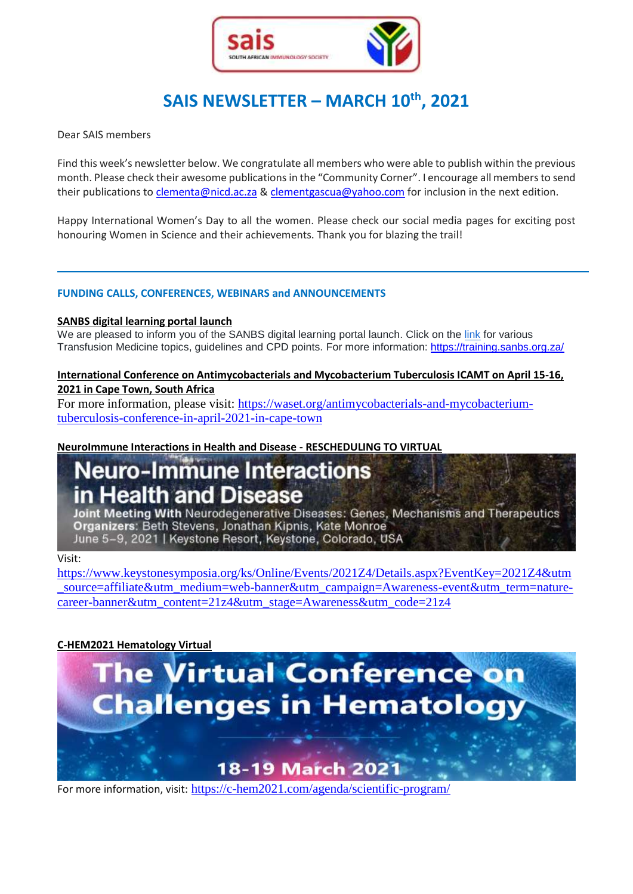# SAIS NEWSLETTER – MARCH 10th, 2021

Dear SAIS members

Find this week's newsletter below. We congratulate all members who were able to publish within the previous month. Please check their awesome publications in the "Community Corner". I encourage all members to send their publications to clementa@nicd.ac.za & clementgascua@yahoo.com for inclusion in the next edition.

Happy International Women's Day to all the women. Please check our social media pages for exciting post honouring Women in Science and their achievements. Thank you for blazing the trail!

---

## FUNDING CALLS, CONFERENCES, WEBINARS and ANNOUNCEMENTS

### SANBS digital learning portal launch

We are pleased to inform you of the SANBS digital learning portal launch. Click on the link for various Transfusion Medicine topics, guidelines and CPD points. For more information: https://training.sanbs.org.za/

### International Conference on Antimycobacterials and Mycobacterium Tuberculosis ICAMT on April 15-16, 2021 in Cape Town, South Africa

For more information, please visit: https://waset.org/antimycobacterials-and-mycobacterium-tuberculosis-conference-in-april-2021-in-cape-town

### NeuroImmune Interactions in Health and Disease - RESCHEDULING TO VIRTUAL

Neuro-Immune Interactions in Health and Disease
Joint Meeting With Neurodegenerative Diseases: Genes, Mechanisms and Therapeutics
Organizers: Beth Stevens, Jonathan Kipnis, Kate Monroe
June 5–9, 2021 | Keystone Resort, Keystone, Colorado, USA

Visit:
https://www.keystonesymposia.org/ks/Online/Events/2021Z4/Details.aspx?EventKey=2021Z4&utm_source=affiliate&utm_medium=web-banner&utm_campaign=Awareness-event&utm_term=nature-career-banner&utm_content=21z4&utm_stage=Awareness&utm_code=21z4

### C-HEM2021 Hematology Virtual

The Virtual Conference on Challenges in Hematology
18-19 March 2021

For more information, visit: https://c-hem2021.com/agenda/scientific-program/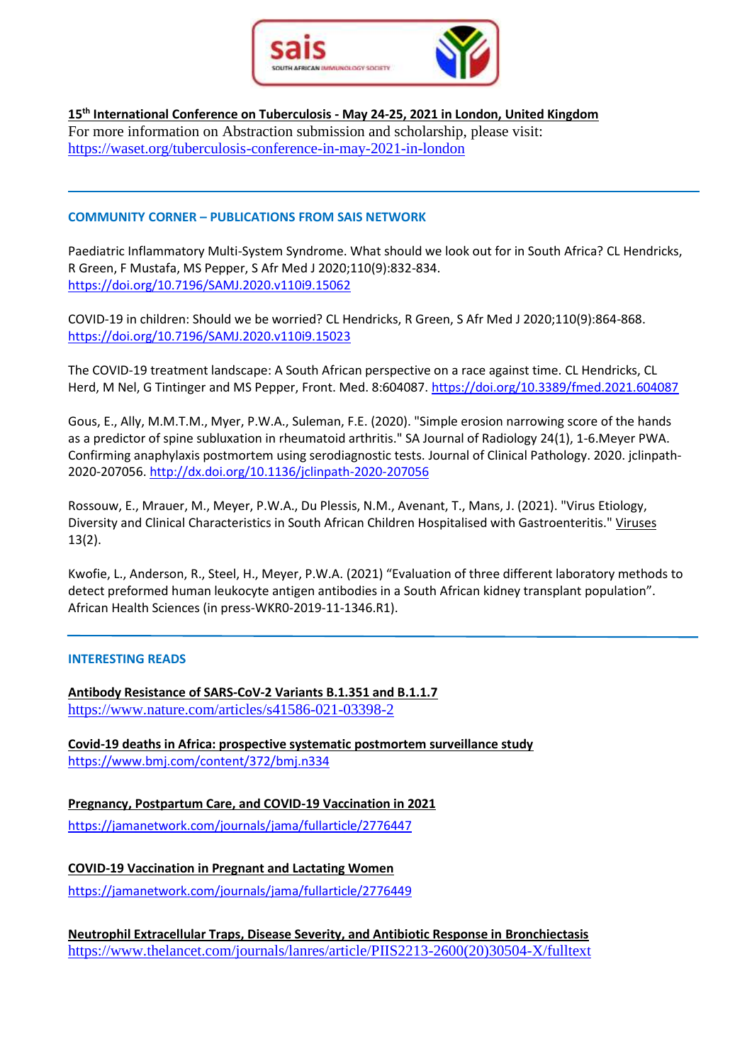**15th International Conference on Tuberculosis - May 24-25, 2021 in London, United Kingdom**

For more information on Abstraction submission and scholarship, please visit: https://waset.org/tuberculosis-conference-in-may-2021-in-london

---

## COMMUNITY CORNER – PUBLICATIONS FROM SAIS NETWORK

Paediatric Inflammatory Multi-System Syndrome. What should we look out for in South Africa? CL Hendricks, R Green, F Mustafa, MS Pepper, S Afr Med J 2020;110(9):832-834. https://doi.org/10.7196/SAMJ.2020.v110i9.15062

COVID-19 in children: Should we be worried? CL Hendricks, R Green, S Afr Med J 2020;110(9):864-868. https://doi.org/10.7196/SAMJ.2020.v110i9.15023

The COVID-19 treatment landscape: A South African perspective on a race against time. CL Hendricks, CL Herd, M Nel, G Tintinger and MS Pepper, Front. Med. 8:604087. https://doi.org/10.3389/fmed.2021.604087

Gous, E., Ally, M.M.T.M., Myer, P.W.A., Suleman, F.E. (2020). "Simple erosion narrowing score of the hands as a predictor of spine subluxation in rheumatoid arthritis." SA Journal of Radiology 24(1), 1-6.Meyer PWA. Confirming anaphylaxis postmortem using serodiagnostic tests. Journal of Clinical Pathology. 2020. jclinpath-2020-207056. http://dx.doi.org/10.1136/jclinpath-2020-207056

Rossouw, E., Mrauer, M., Meyer, P.W.A., Du Plessis, N.M., Avenant, T., Mans, J. (2021). "Virus Etiology, Diversity and Clinical Characteristics in South African Children Hospitalised with Gastroenteritis." Viruses 13(2).

Kwofie, L., Anderson, R., Steel, H., Meyer, P.W.A. (2021) "Evaluation of three different laboratory methods to detect preformed human leukocyte antigen antibodies in a South African kidney transplant population". African Health Sciences (in press-WKR0-2019-11-1346.R1).

---

## INTERESTING READS

**Antibody Resistance of SARS-CoV-2 Variants B.1.351 and B.1.1.7**
https://www.nature.com/articles/s41586-021-03398-2

**Covid-19 deaths in Africa: prospective systematic postmortem surveillance study**
https://www.bmj.com/content/372/bmj.n334

**Pregnancy, Postpartum Care, and COVID-19 Vaccination in 2021**
https://jamanetwork.com/journals/jama/fullarticle/2776447

**COVID-19 Vaccination in Pregnant and Lactating Women**
https://jamanetwork.com/journals/jama/fullarticle/2776449

**Neutrophil Extracellular Traps, Disease Severity, and Antibiotic Response in Bronchiectasis**
https://www.thelancet.com/journals/lanres/article/PIIS2213-2600(20)30504-X/fulltext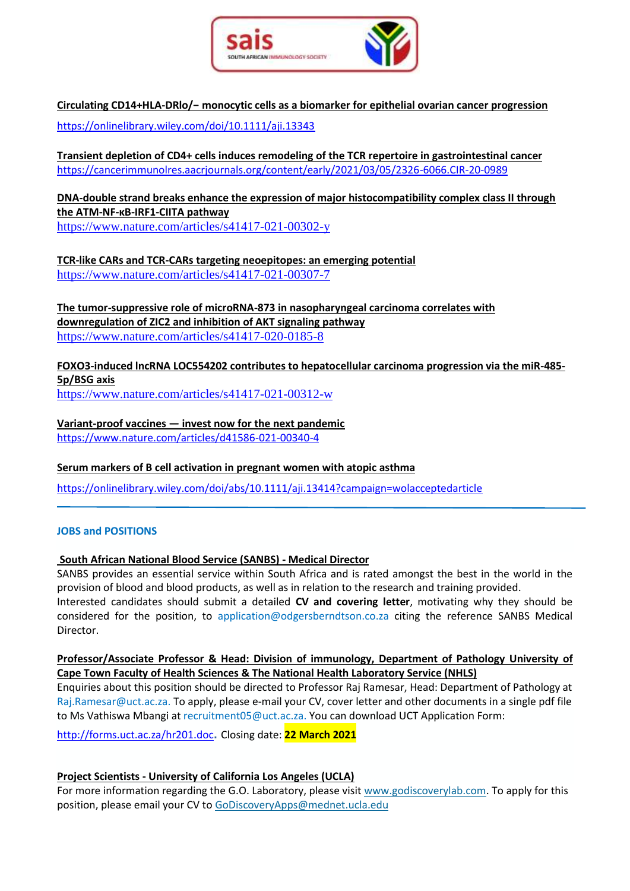**Circulating CD14+HLA-DRlo/− monocytic cells as a biomarker for epithelial ovarian cancer progression**

https://onlinelibrary.wiley.com/doi/10.1111/aji.13343

**Transient depletion of CD4+ cells induces remodeling of the TCR repertoire in gastrointestinal cancer**
https://cancerimmunolres.aacrjournals.org/content/early/2021/03/05/2326-6066.CIR-20-0989

**DNA-double strand breaks enhance the expression of major histocompatibility complex class II through the ATM-NF-κB-IRF1-CIITA pathway**
https://www.nature.com/articles/s41417-021-00302-y

**TCR-like CARs and TCR-CARs targeting neoepitopes: an emerging potential**
https://www.nature.com/articles/s41417-021-00307-7

**The tumor-suppressive role of microRNA-873 in nasopharyngeal carcinoma correlates with downregulation of ZIC2 and inhibition of AKT signaling pathway**
https://www.nature.com/articles/s41417-020-0185-8

**FOXO3-induced lncRNA LOC554202 contributes to hepatocellular carcinoma progression via the miR-485-5p/BSG axis**
https://www.nature.com/articles/s41417-021-00312-w

**Variant-proof vaccines — invest now for the next pandemic**
https://www.nature.com/articles/d41586-021-00340-4

**Serum markers of B cell activation in pregnant women with atopic asthma**

https://onlinelibrary.wiley.com/doi/abs/10.1111/aji.13414?campaign=wolacceptedarticle

---

## JOBS and POSITIONS

**South African National Blood Service (SANBS) - Medical Director**
SANBS provides an essential service within South Africa and is rated amongst the best in the world in the provision of blood and blood products, as well as in relation to the research and training provided.
Interested candidates should submit a detailed **CV and covering letter**, motivating why they should be considered for the position, to application@odgersberndtson.co.za citing the reference SANBS Medical Director.

**Professor/Associate Professor & Head: Division of immunology, Department of Pathology University of Cape Town Faculty of Health Sciences & The National Health Laboratory Service (NHLS)**
Enquiries about this position should be directed to Professor Raj Ramesar, Head: Department of Pathology at Raj.Ramesar@uct.ac.za. To apply, please e-mail your CV, cover letter and other documents in a single pdf file to Ms Vathiswa Mbangi at recruitment05@uct.ac.za. You can download UCT Application Form:

http://forms.uct.ac.za/hr201.doc. Closing date: **22 March 2021**

**Project Scientists - University of California Los Angeles (UCLA)**
For more information regarding the G.O. Laboratory, please visit www.godiscoverylab.com. To apply for this position, please email your CV to GoDiscoveryApps@mednet.ucla.edu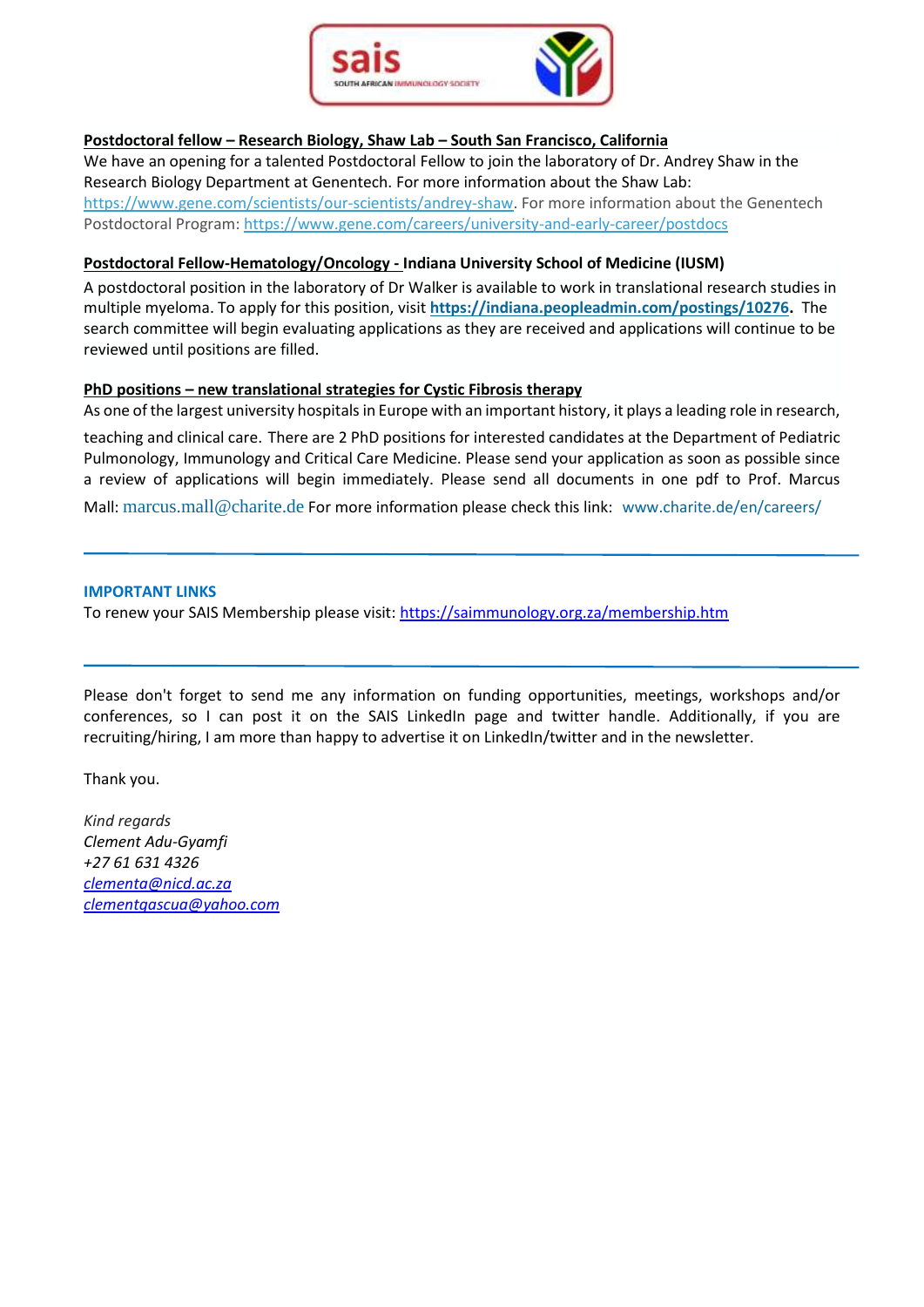**Postdoctoral fellow – Research Biology, Shaw Lab – South San Francisco, California**

We have an opening for a talented Postdoctoral Fellow to join the laboratory of Dr. Andrey Shaw in the Research Biology Department at Genentech. For more information about the Shaw Lab: https://www.gene.com/scientists/our-scientists/andrey-shaw. For more information about the Genentech Postdoctoral Program: https://www.gene.com/careers/university-and-early-career/postdocs

**Postdoctoral Fellow-Hematology/Oncology - Indiana University School of Medicine (IUSM)**

A postdoctoral position in the laboratory of Dr Walker is available to work in translational research studies in multiple myeloma. To apply for this position, visit **https://indiana.peopleadmin.com/postings/10276.** The search committee will begin evaluating applications as they are received and applications will continue to be reviewed until positions are filled.

**PhD positions – new translational strategies for Cystic Fibrosis therapy**

As one of the largest university hospitals in Europe with an important history, it plays a leading role in research, teaching and clinical care. There are 2 PhD positions for interested candidates at the Department of Pediatric Pulmonology, Immunology and Critical Care Medicine. Please send your application as soon as possible since a review of applications will begin immediately. Please send all documents in one pdf to Prof. Marcus Mall: marcus.mall@charite.de For more information please check this link: www.charite.de/en/careers/

---

**IMPORTANT LINKS**

To renew your SAIS Membership please visit: https://saimmunology.org.za/membership.htm

---

Please don't forget to send me any information on funding opportunities, meetings, workshops and/or conferences, so I can post it on the SAIS LinkedIn page and twitter handle. Additionally, if you are recruiting/hiring, I am more than happy to advertise it on LinkedIn/twitter and in the newsletter.

Thank you.

*Kind regards*
*Clement Adu-Gyamfi*
*+27 61 631 4326*
*clementa@nicd.ac.za*
*clementgascua@yahoo.com*